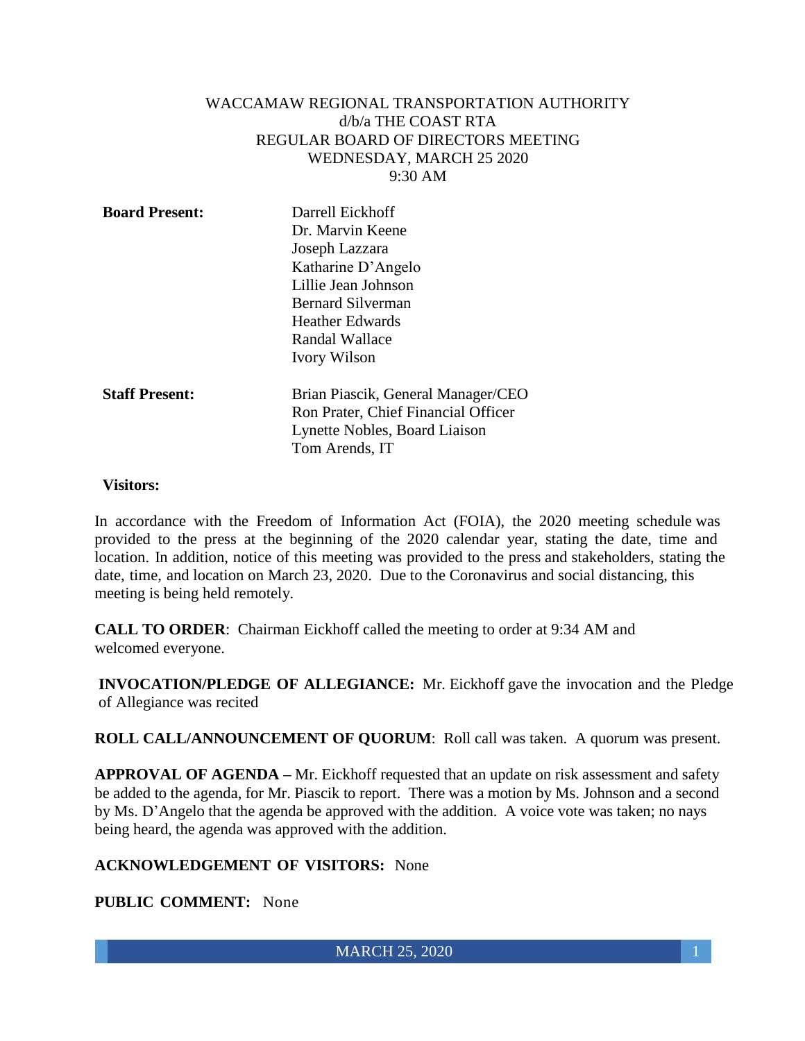WACCAMAW REGIONAL TRANSPORTATION AUTHORITY
d/b/a THE COAST RTA
REGULAR BOARD OF DIRECTORS MEETING
WEDNESDAY, MARCH 25 2020
9:30 AM

**Board Present:** Darrell Eickhoff
Dr. Marvin Keene
Joseph Lazzara
Katharine D'Angelo
Lillie Jean Johnson
Bernard Silverman
Heather Edwards
Randal Wallace
Ivory Wilson

**Staff Present:** Brian Piascik, General Manager/CEO
Ron Prater, Chief Financial Officer
Lynette Nobles, Board Liaison
Tom Arends, IT

**Visitors:**

In accordance with the Freedom of Information Act (FOIA), the 2020 meeting schedule was provided to the press at the beginning of the 2020 calendar year, stating the date, time and location. In addition, notice of this meeting was provided to the press and stakeholders, stating the date, time, and location on March 23, 2020. Due to the Coronavirus and social distancing, this meeting is being held remotely.

**CALL TO ORDER**: Chairman Eickhoff called the meeting to order at 9:34 AM and welcomed everyone.

**INVOCATION/PLEDGE OF ALLEGIANCE:** Mr. Eickhoff gave the invocation and the Pledge of Allegiance was recited

**ROLL CALL/ANNOUNCEMENT OF QUORUM**: Roll call was taken. A quorum was present.

**APPROVAL OF AGENDA –** Mr. Eickhoff requested that an update on risk assessment and safety be added to the agenda, for Mr. Piascik to report. There was a motion by Ms. Johnson and a second by Ms. D'Angelo that the agenda be approved with the addition. A voice vote was taken; no nays being heard, the agenda was approved with the addition.

**ACKNOWLEDGEMENT OF VISITORS:** None

**PUBLIC COMMENT:** None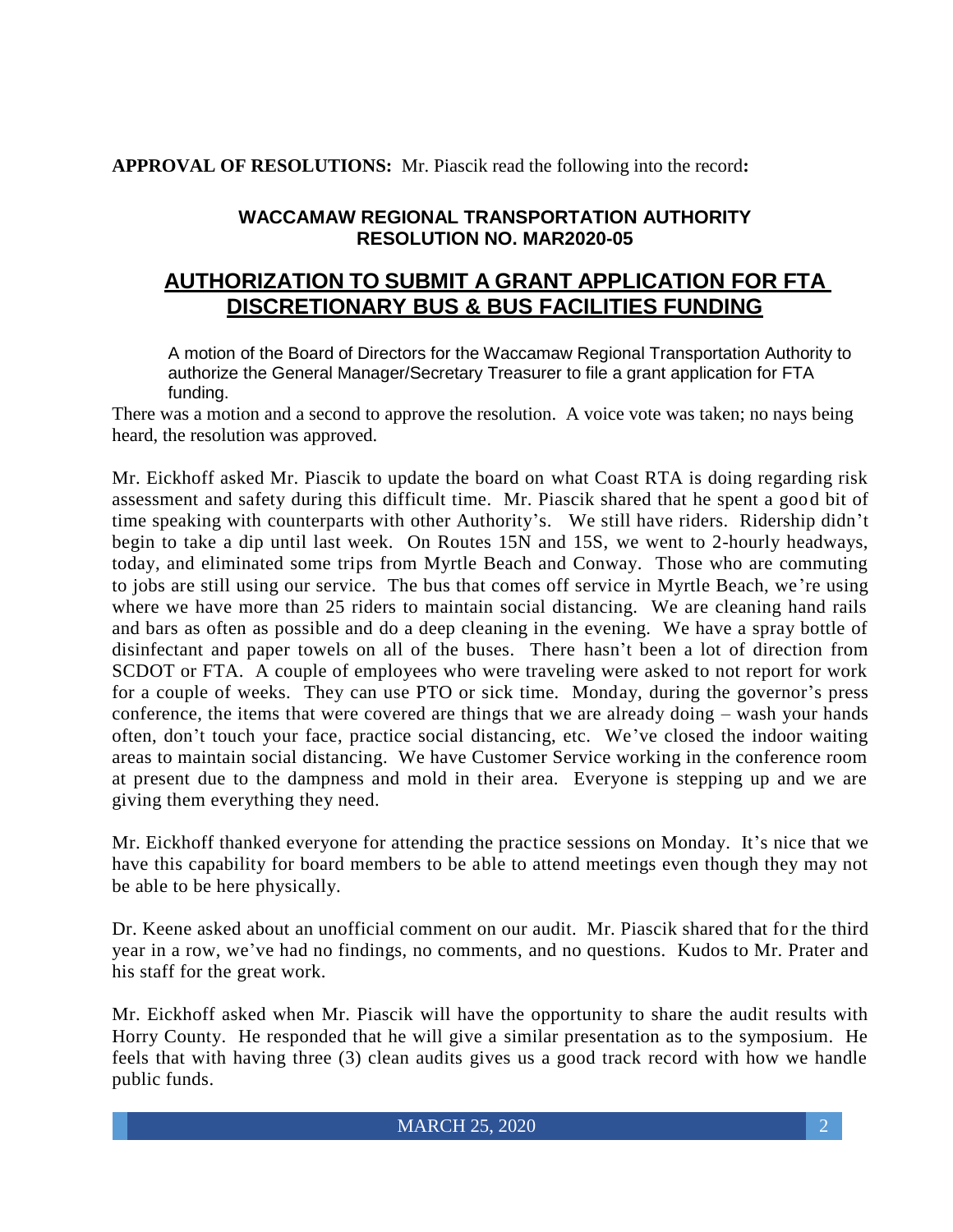**APPROVAL OF RESOLUTIONS:** Mr. Piascik read the following into the record**:**

**WACCAMAW REGIONAL TRANSPORTATION AUTHORITY**
**RESOLUTION NO. MAR2020-05**

## AUTHORIZATION TO SUBMIT A GRANT APPLICATION FOR FTA DISCRETIONARY BUS & BUS FACILITIES FUNDING

A motion of the Board of Directors for the Waccamaw Regional Transportation Authority to authorize the General Manager/Secretary Treasurer to file a grant application for FTA funding.

There was a motion and a second to approve the resolution. A voice vote was taken; no nays being heard, the resolution was approved.

Mr. Eickhoff asked Mr. Piascik to update the board on what Coast RTA is doing regarding risk assessment and safety during this difficult time. Mr. Piascik shared that he spent a good bit of time speaking with counterparts with other Authority's. We still have riders. Ridership didn't begin to take a dip until last week. On Routes 15N and 15S, we went to 2-hourly headways, today, and eliminated some trips from Myrtle Beach and Conway. Those who are commuting to jobs are still using our service. The bus that comes off service in Myrtle Beach, we're using where we have more than 25 riders to maintain social distancing. We are cleaning hand rails and bars as often as possible and do a deep cleaning in the evening. We have a spray bottle of disinfectant and paper towels on all of the buses. There hasn't been a lot of direction from SCDOT or FTA. A couple of employees who were traveling were asked to not report for work for a couple of weeks. They can use PTO or sick time. Monday, during the governor's press conference, the items that were covered are things that we are already doing – wash your hands often, don't touch your face, practice social distancing, etc. We've closed the indoor waiting areas to maintain social distancing. We have Customer Service working in the conference room at present due to the dampness and mold in their area. Everyone is stepping up and we are giving them everything they need.

Mr. Eickhoff thanked everyone for attending the practice sessions on Monday. It's nice that we have this capability for board members to be able to attend meetings even though they may not be able to be here physically.

Dr. Keene asked about an unofficial comment on our audit. Mr. Piascik shared that for the third year in a row, we've had no findings, no comments, and no questions. Kudos to Mr. Prater and his staff for the great work.

Mr. Eickhoff asked when Mr. Piascik will have the opportunity to share the audit results with Horry County. He responded that he will give a similar presentation as to the symposium. He feels that with having three (3) clean audits gives us a good track record with how we handle public funds.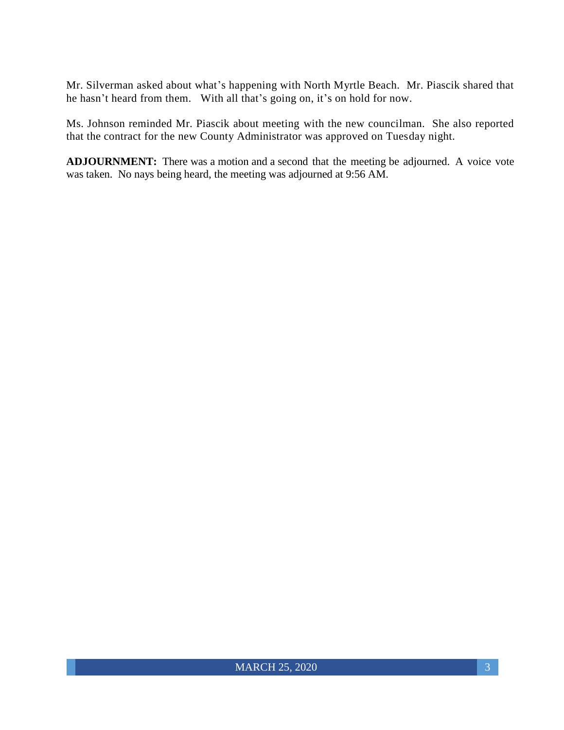Mr. Silverman asked about what's happening with North Myrtle Beach. Mr. Piascik shared that he hasn't heard from them. With all that's going on, it's on hold for now.

Ms. Johnson reminded Mr. Piascik about meeting with the new councilman. She also reported that the contract for the new County Administrator was approved on Tuesday night.

**ADJOURNMENT:** There was a motion and a second that the meeting be adjourned. A voice vote was taken. No nays being heard, the meeting was adjourned at 9:56 AM.